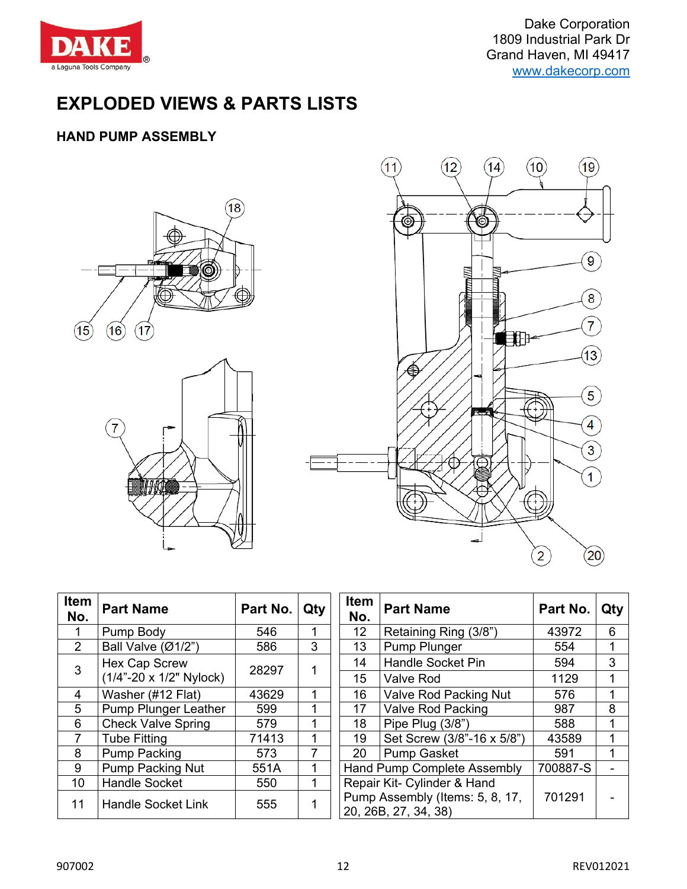Dake Corporation
1809 Industrial Park Dr
Grand Haven, MI 49417
www.dakecorp.com

# EXPLODED VIEWS & PARTS LISTS

## HAND PUMP ASSEMBLY

| Item No. | Part Name | Part No. | Qty |
|---|---|---|---|
| 1 | Pump Body | 546 | 1 |
| 2 | Ball Valve (Ø1/2") | 586 | 3 |
| 3 | Hex Cap Screw (1/4"-20 x 1/2" Nylock) | 28297 | 1 |
| 4 | Washer (#12 Flat) | 43629 | 1 |
| 5 | Pump Plunger Leather | 599 | 1 |
| 6 | Check Valve Spring | 579 | 1 |
| 7 | Tube Fitting | 71413 | 1 |
| 8 | Pump Packing | 573 | 7 |
| 9 | Pump Packing Nut | 551A | 1 |
| 10 | Handle Socket | 550 | 1 |
| 11 | Handle Socket Link | 555 | 1 |

| Item No. | Part Name | Part No. | Qty |
|---|---|---|---|
| 12 | Retaining Ring (3/8") | 43972 | 6 |
| 13 | Pump Plunger | 554 | 1 |
| 14 | Handle Socket Pin | 594 | 3 |
| 15 | Valve Rod | 1129 | 1 |
| 16 | Valve Rod Packing Nut | 576 | 1 |
| 17 | Valve Rod Packing | 987 | 8 |
| 18 | Pipe Plug (3/8") | 588 | 1 |
| 19 | Set Screw (3/8"-16 x 5/8") | 43589 | 1 |
| 20 | Pump Gasket | 591 | 1 |
| Hand Pump Complete Assembly | | 700887-S | - |
| Repair Kit- Cylinder & Hand Pump Assembly (Items: 5, 8, 17, 20, 26B, 27, 34, 38) | | 701291 | - |

907002 REV012021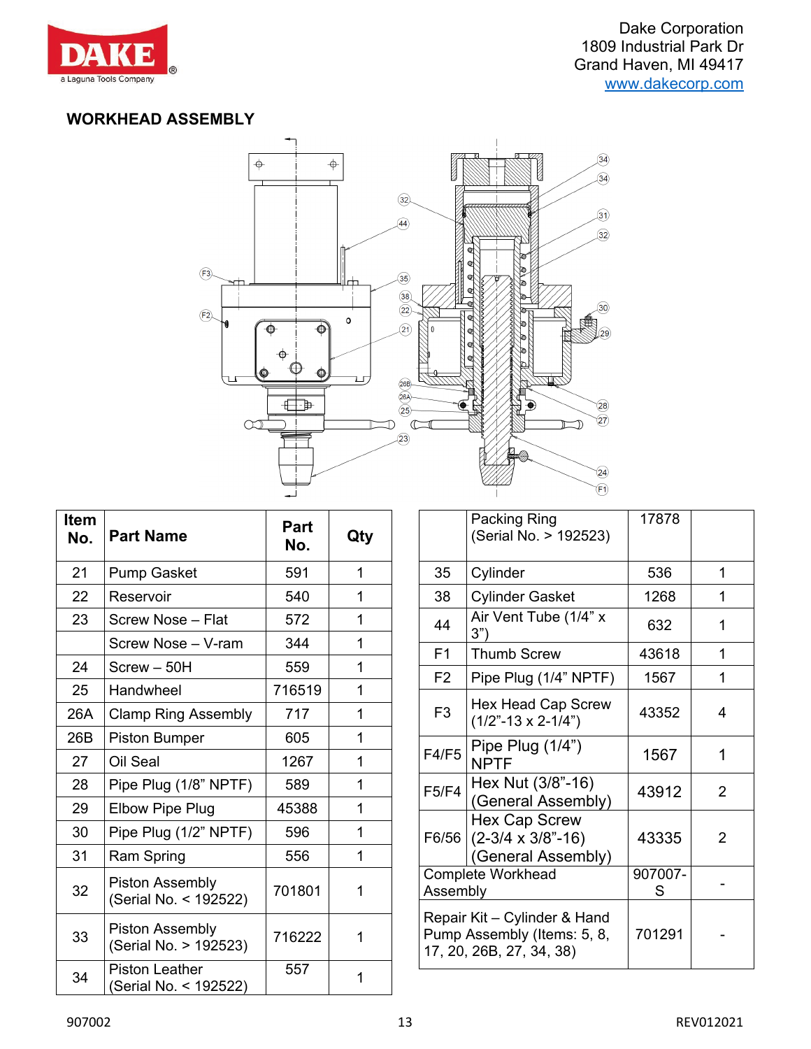## WORKHEAD ASSEMBLY

| Item No. | Part Name | Part No. | Qty |
|---|---|---|---|
| 21 | Pump Gasket | 591 | 1 |
| 22 | Reservoir | 540 | 1 |
| 23 | Screw Nose – Flat | 572 | 1 |
| | Screw Nose – V-ram | 344 | 1 |
| 24 | Screw – 50H | 559 | 1 |
| 25 | Handwheel | 716519 | 1 |
| 26A | Clamp Ring Assembly | 717 | 1 |
| 26B | Piston Bumper | 605 | 1 |
| 27 | Oil Seal | 1267 | 1 |
| 28 | Pipe Plug (1/8" NPTF) | 589 | 1 |
| 29 | Elbow Pipe Plug | 45388 | 1 |
| 30 | Pipe Plug (1/2" NPTF) | 596 | 1 |
| 31 | Ram Spring | 556 | 1 |
| 32 | Piston Assembly (Serial No. < 192522) | 701801 | 1 |
| 33 | Piston Assembly (Serial No. > 192523) | 716222 | 1 |
| 34 | Piston Leather (Serial No. < 192522) | 557 | 1 |
| | Packing Ring (Serial No. > 192523) | 17878 | |
| 35 | Cylinder | 536 | 1 |
| 38 | Cylinder Gasket | 1268 | 1 |
| 44 | Air Vent Tube (1/4" x 3") | 632 | 1 |
| F1 | Thumb Screw | 43618 | 1 |
| F2 | Pipe Plug (1/4" NPTF) | 1567 | 1 |
| F3 | Hex Head Cap Screw (1/2"-13 x 2-1/4") | 43352 | 4 |
| F4/F5 | Pipe Plug (1/4") NPTF | 1567 | 1 |
| F5/F4 | Hex Nut (3/8"-16) (General Assembly) | 43912 | 2 |
| F6/56 | Hex Cap Screw (2-3/4 x 3/8"-16) (General Assembly) | 43335 | 2 |
| Complete Workhead Assembly | | 907007-S | - |
| Repair Kit – Cylinder & Hand Pump Assembly (Items: 5, 8, 17, 20, 26B, 27, 34, 38) | | 701291 | - |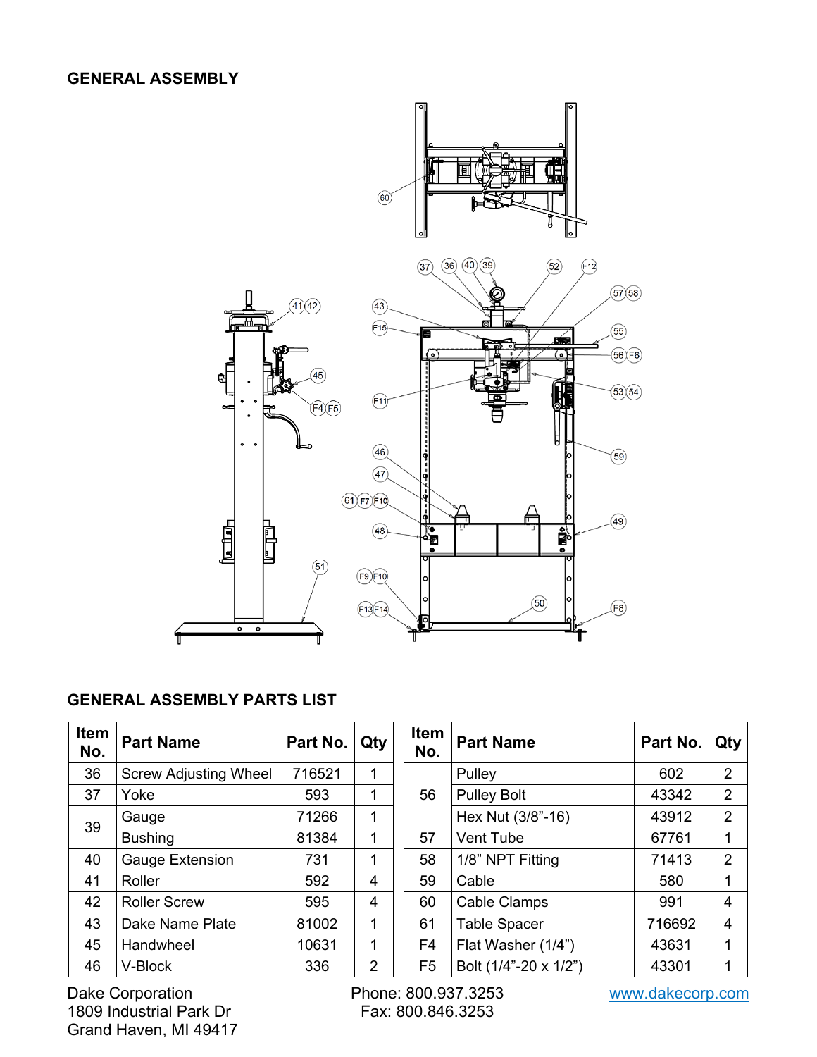## GENERAL ASSEMBLY

## GENERAL ASSEMBLY PARTS LIST

| Item No. | Part Name | Part No. | Qty |
|---|---|---|---|
| 36 | Screw Adjusting Wheel | 716521 | 1 |
| 37 | Yoke | 593 | 1 |
| 39 | Gauge | 71266 | 1 |
| | Bushing | 81384 | 1 |
| 40 | Gauge Extension | 731 | 1 |
| 41 | Roller | 592 | 4 |
| 42 | Roller Screw | 595 | 4 |
| 43 | Dake Name Plate | 81002 | 1 |
| 45 | Handwheel | 10631 | 1 |
| 46 | V-Block | 336 | 2 |

| Item No. | Part Name | Part No. | Qty |
|---|---|---|---|
| 56 | Pulley | 602 | 2 |
| | Pulley Bolt | 43342 | 2 |
| | Hex Nut (3/8"-16) | 43912 | 2 |
| 57 | Vent Tube | 67761 | 1 |
| 58 | 1/8" NPT Fitting | 71413 | 2 |
| 59 | Cable | 580 | 1 |
| 60 | Cable Clamps | 991 | 4 |
| 61 | Table Spacer | 716692 | 4 |
| F4 | Flat Washer (1/4") | 43631 | 1 |
| F5 | Bolt (1/4"-20 x 1/2") | 43301 | 1 |

Dake Corporation
1809 Industrial Park Dr
Grand Haven, MI 49417

Phone: 800.937.3253
Fax: 800.846.3253

www.dakecorp.com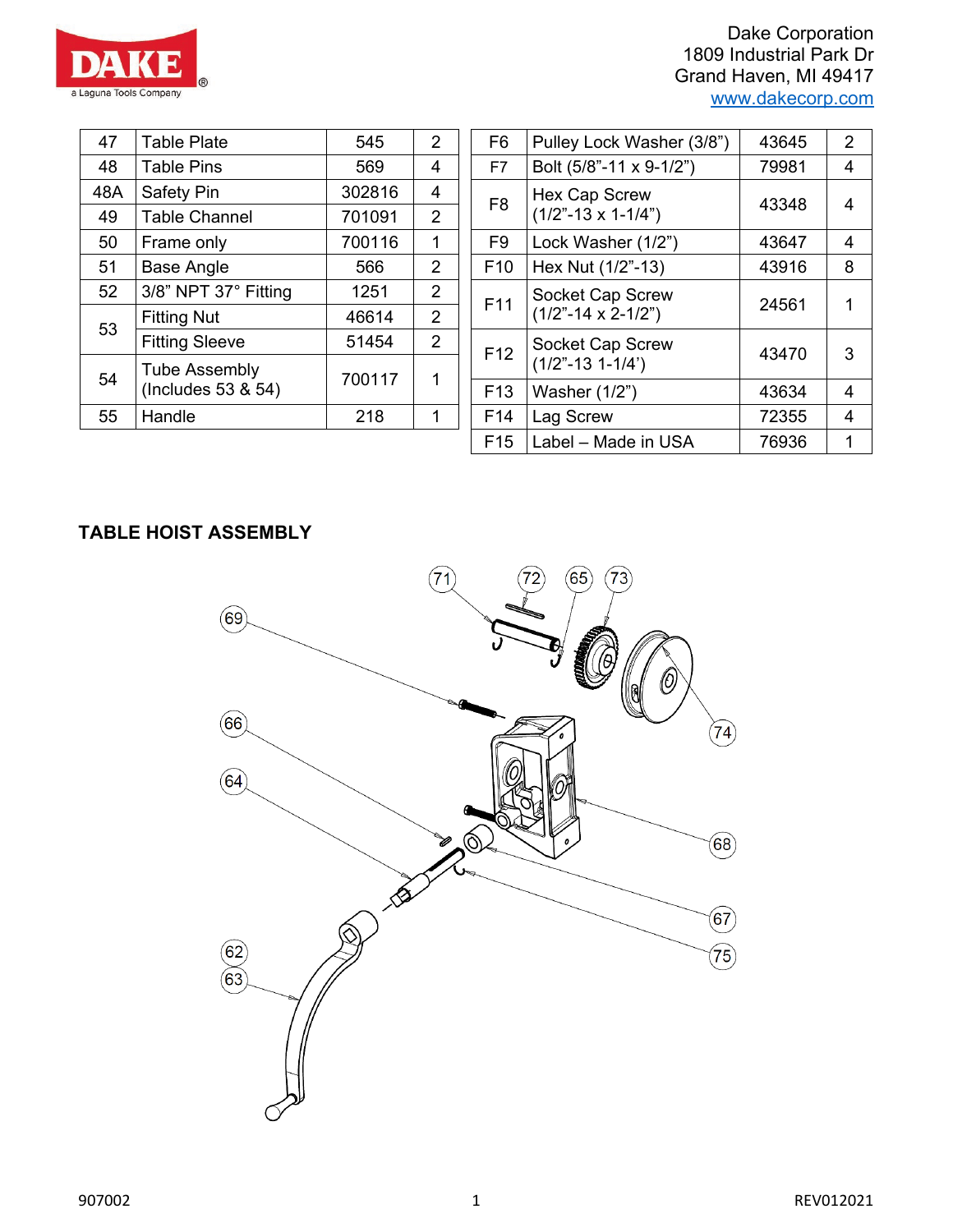Dake Corporation
1809 Industrial Park Dr
Grand Haven, MI 49417
www.dakecorp.com

| | | | |
|---|---|---|---|
| 47 | Table Plate | 545 | 2 |
| 48 | Table Pins | 569 | 4 |
| 48A | Safety Pin | 302816 | 4 |
| 49 | Table Channel | 701091 | 2 |
| 50 | Frame only | 700116 | 1 |
| 51 | Base Angle | 566 | 2 |
| 52 | 3/8" NPT 37° Fitting | 1251 | 2 |
| 53 | Fitting Nut | 46614 | 2 |
| | Fitting Sleeve | 51454 | 2 |
| 54 | Tube Assembly (Includes 53 & 54) | 700117 | 1 |
| 55 | Handle | 218 | 1 |

| | | | |
|---|---|---|---|
| F6 | Pulley Lock Washer (3/8") | 43645 | 2 |
| F7 | Bolt (5/8"-11 x 9-1/2") | 79981 | 4 |
| F8 | Hex Cap Screw (1/2"-13 x 1-1/4") | 43348 | 4 |
| F9 | Lock Washer (1/2") | 43647 | 4 |
| F10 | Hex Nut (1/2"-13) | 43916 | 8 |
| F11 | Socket Cap Screw (1/2"-14 x 2-1/2") | 24561 | 1 |
| F12 | Socket Cap Screw (1/2"-13 1-1/4') | 43470 | 3 |
| F13 | Washer (1/2") | 43634 | 4 |
| F14 | Lag Screw | 72355 | 4 |
| F15 | Label – Made in USA | 76936 | 1 |

**TABLE HOIST ASSEMBLY**

71 72 65 73 69 74 66 64 68 67 75 62 63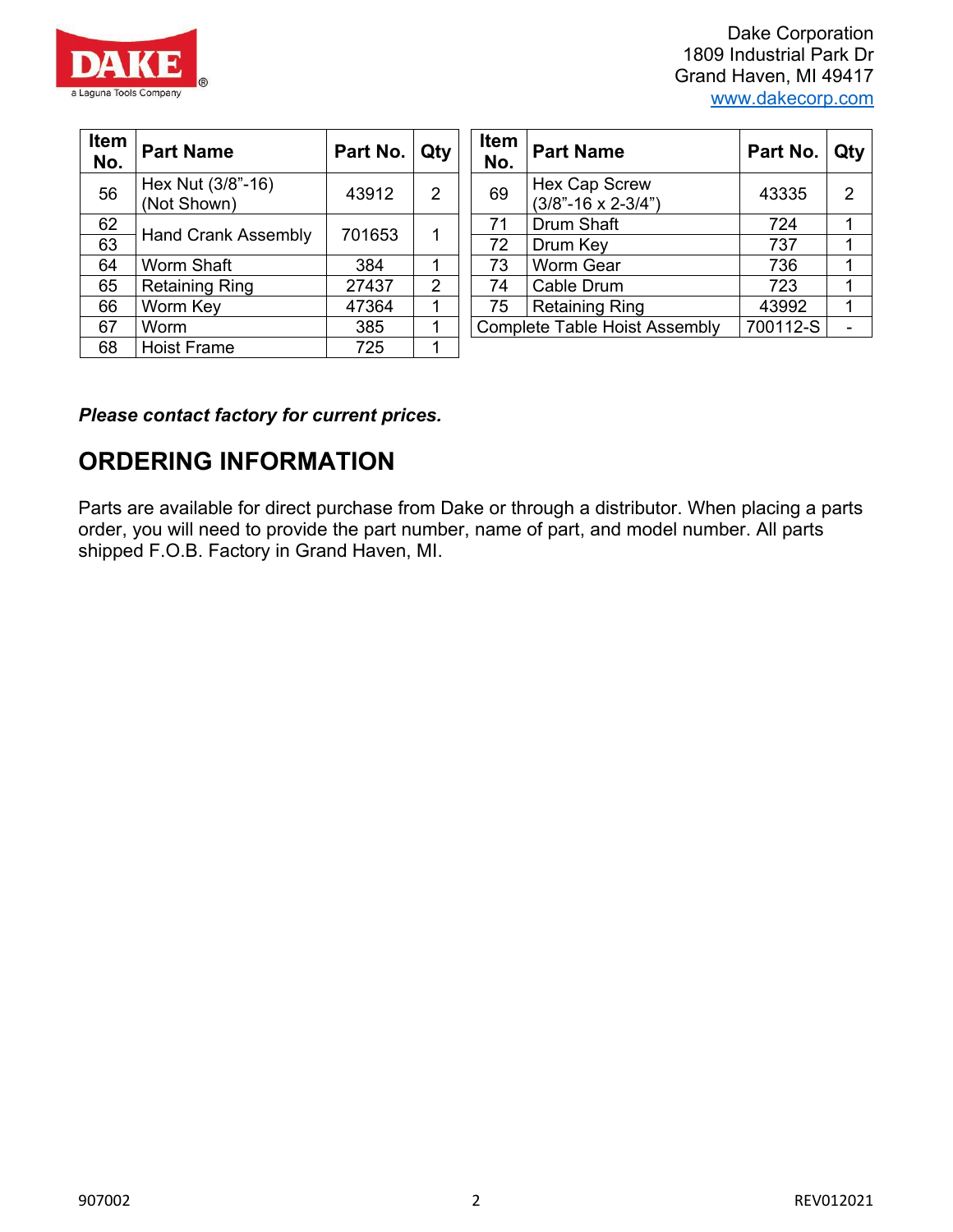Dake Corporation
1809 Industrial Park Dr
Grand Haven, MI 49417
www.dakecorp.com

| Item No. | Part Name | Part No. | Qty |
|---|---|---|---|
| 56 | Hex Nut (3/8"-16) (Not Shown) | 43912 | 2 |
| 62 | Hand Crank Assembly | 701653 | 1 |
| 63 | | | |
| 64 | Worm Shaft | 384 | 1 |
| 65 | Retaining Ring | 27437 | 2 |
| 66 | Worm Key | 47364 | 1 |
| 67 | Worm | 385 | 1 |
| 68 | Hoist Frame | 725 | 1 |

| Item No. | Part Name | Part No. | Qty |
|---|---|---|---|
| 69 | Hex Cap Screw (3/8"-16 x 2-3/4") | 43335 | 2 |
| 71 | Drum Shaft | 724 | 1 |
| 72 | Drum Key | 737 | 1 |
| 73 | Worm Gear | 736 | 1 |
| 74 | Cable Drum | 723 | 1 |
| 75 | Retaining Ring | 43992 | 1 |
| Complete Table Hoist Assembly | | 700112-S | - |

***Please contact factory for current prices.***

## ORDERING INFORMATION

Parts are available for direct purchase from Dake or through a distributor. When placing a parts order, you will need to provide the part number, name of part, and model number. All parts shipped F.O.B. Factory in Grand Haven, MI.